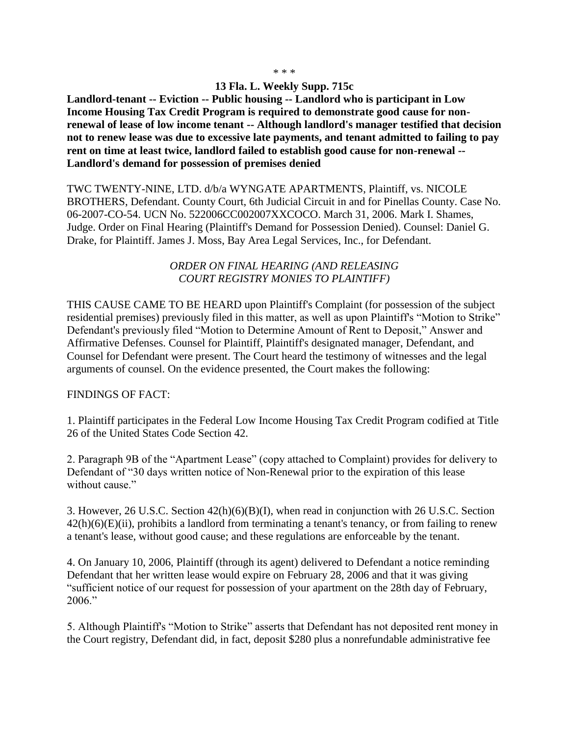\* \* \*

**13 Fla. L. Weekly Supp. 715c**

**Landlord-tenant -- Eviction -- Public housing -- Landlord who is participant in Low Income Housing Tax Credit Program is required to demonstrate good cause for non-renewal of lease of low income tenant -- Although landlord's manager testified that decision not to renew lease was due to excessive late payments, and tenant admitted to failing to pay rent on time at least twice, landlord failed to establish good cause for non-renewal -- Landlord's demand for possession of premises denied**

TWC TWENTY-NINE, LTD. d/b/a WYNGATE APARTMENTS, Plaintiff, vs. NICOLE BROTHERS, Defendant. County Court, 6th Judicial Circuit in and for Pinellas County. Case No. 06-2007-CO-54. UCN No. 522006CC002007XXCOCO. March 31, 2006. Mark I. Shames, Judge. Order on Final Hearing (Plaintiff's Demand for Possession Denied). Counsel: Daniel G. Drake, for Plaintiff. James J. Moss, Bay Area Legal Services, Inc., for Defendant.

*ORDER ON FINAL HEARING (AND RELEASING COURT REGISTRY MONIES TO PLAINTIFF)*

THIS CAUSE CAME TO BE HEARD upon Plaintiff's Complaint (for possession of the subject residential premises) previously filed in this matter, as well as upon Plaintiff's "Motion to Strike" Defendant's previously filed "Motion to Determine Amount of Rent to Deposit," Answer and Affirmative Defenses. Counsel for Plaintiff, Plaintiff's designated manager, Defendant, and Counsel for Defendant were present. The Court heard the testimony of witnesses and the legal arguments of counsel. On the evidence presented, the Court makes the following:

FINDINGS OF FACT:

1. Plaintiff participates in the Federal Low Income Housing Tax Credit Program codified at Title 26 of the United States Code Section 42.

2. Paragraph 9B of the "Apartment Lease" (copy attached to Complaint) provides for delivery to Defendant of "30 days written notice of Non-Renewal prior to the expiration of this lease without cause."

3. However, 26 U.S.C. Section 42(h)(6)(B)(I), when read in conjunction with 26 U.S.C. Section 42(h)(6)(E)(ii), prohibits a landlord from terminating a tenant's tenancy, or from failing to renew a tenant's lease, without good cause; and these regulations are enforceable by the tenant.

4. On January 10, 2006, Plaintiff (through its agent) delivered to Defendant a notice reminding Defendant that her written lease would expire on February 28, 2006 and that it was giving "sufficient notice of our request for possession of your apartment on the 28th day of February, 2006."

5. Although Plaintiff's "Motion to Strike" asserts that Defendant has not deposited rent money in the Court registry, Defendant did, in fact, deposit $280 plus a nonrefundable administrative fee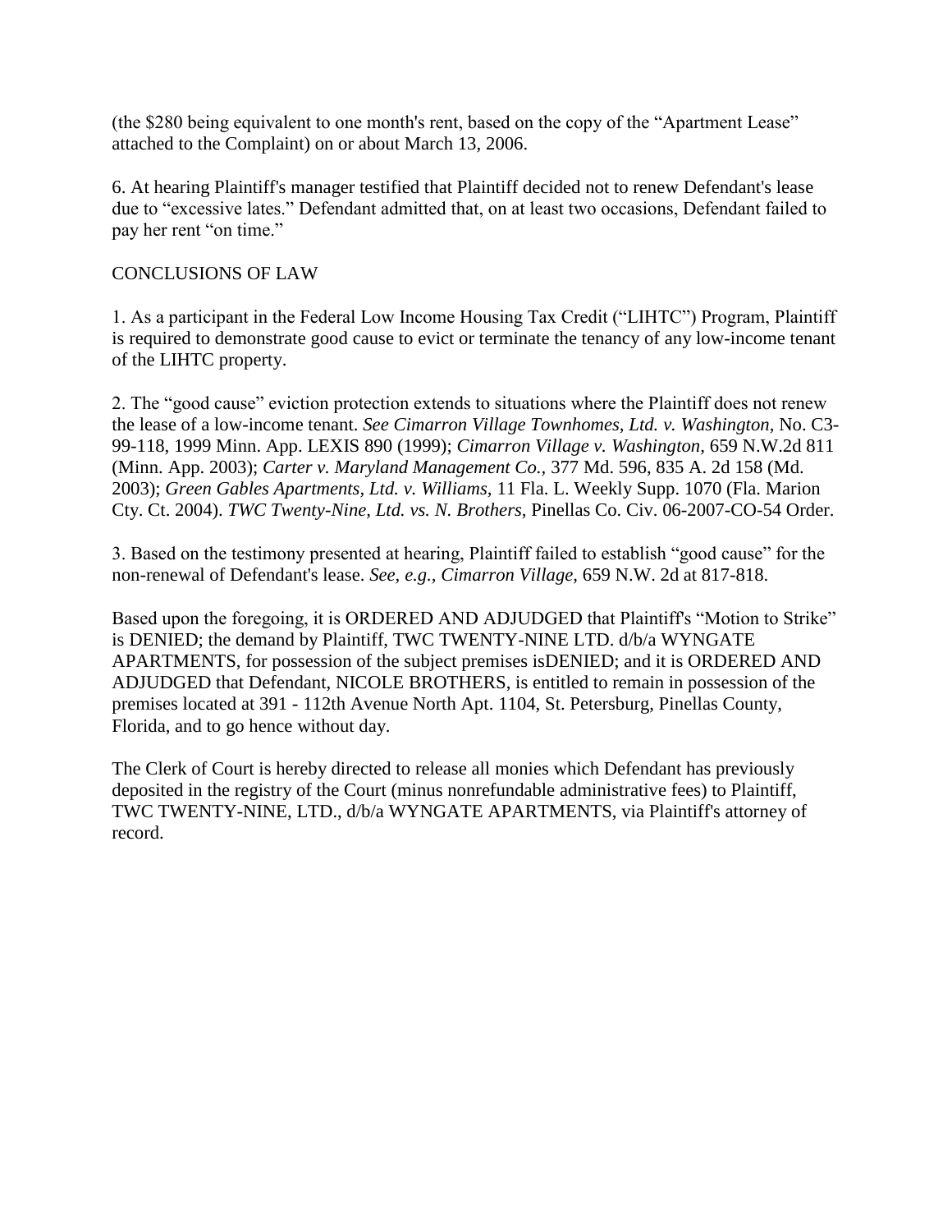(the $280 being equivalent to one month's rent, based on the copy of the "Apartment Lease" attached to the Complaint) on or about March 13, 2006.

6. At hearing Plaintiff's manager testified that Plaintiff decided not to renew Defendant's lease due to "excessive lates." Defendant admitted that, on at least two occasions, Defendant failed to pay her rent "on time."

CONCLUSIONS OF LAW

1. As a participant in the Federal Low Income Housing Tax Credit ("LIHTC") Program, Plaintiff is required to demonstrate good cause to evict or terminate the tenancy of any low-income tenant of the LIHTC property.

2. The "good cause" eviction protection extends to situations where the Plaintiff does not renew the lease of a low-income tenant. *See Cimarron Village Townhomes, Ltd. v. Washington,* No. C3-99-118, 1999 Minn. App. LEXIS 890 (1999); *Cimarron Village v. Washington,* 659 N.W.2d 811 (Minn. App. 2003); *Carter v. Maryland Management Co.,* 377 Md. 596, 835 A. 2d 158 (Md. 2003); *Green Gables Apartments, Ltd. v. Williams,* 11 Fla. L. Weekly Supp. 1070 (Fla. Marion Cty. Ct. 2004). *TWC Twenty-Nine, Ltd. vs. N. Brothers,* Pinellas Co. Civ. 06-2007-CO-54 Order.

3. Based on the testimony presented at hearing, Plaintiff failed to establish "good cause" for the non-renewal of Defendant's lease. *See, e.g., Cimarron Village,* 659 N.W. 2d at 817-818.

Based upon the foregoing, it is ORDERED AND ADJUDGED that Plaintiff's "Motion to Strike" is DENIED; the demand by Plaintiff, TWC TWENTY-NINE LTD. d/b/a WYNGATE APARTMENTS, for possession of the subject premises isDENIED; and it is ORDERED AND ADJUDGED that Defendant, NICOLE BROTHERS, is entitled to remain in possession of the premises located at 391 - 112th Avenue North Apt. 1104, St. Petersburg, Pinellas County, Florida, and to go hence without day.

The Clerk of Court is hereby directed to release all monies which Defendant has previously deposited in the registry of the Court (minus nonrefundable administrative fees) to Plaintiff, TWC TWENTY-NINE, LTD., d/b/a WYNGATE APARTMENTS, via Plaintiff's attorney of record.